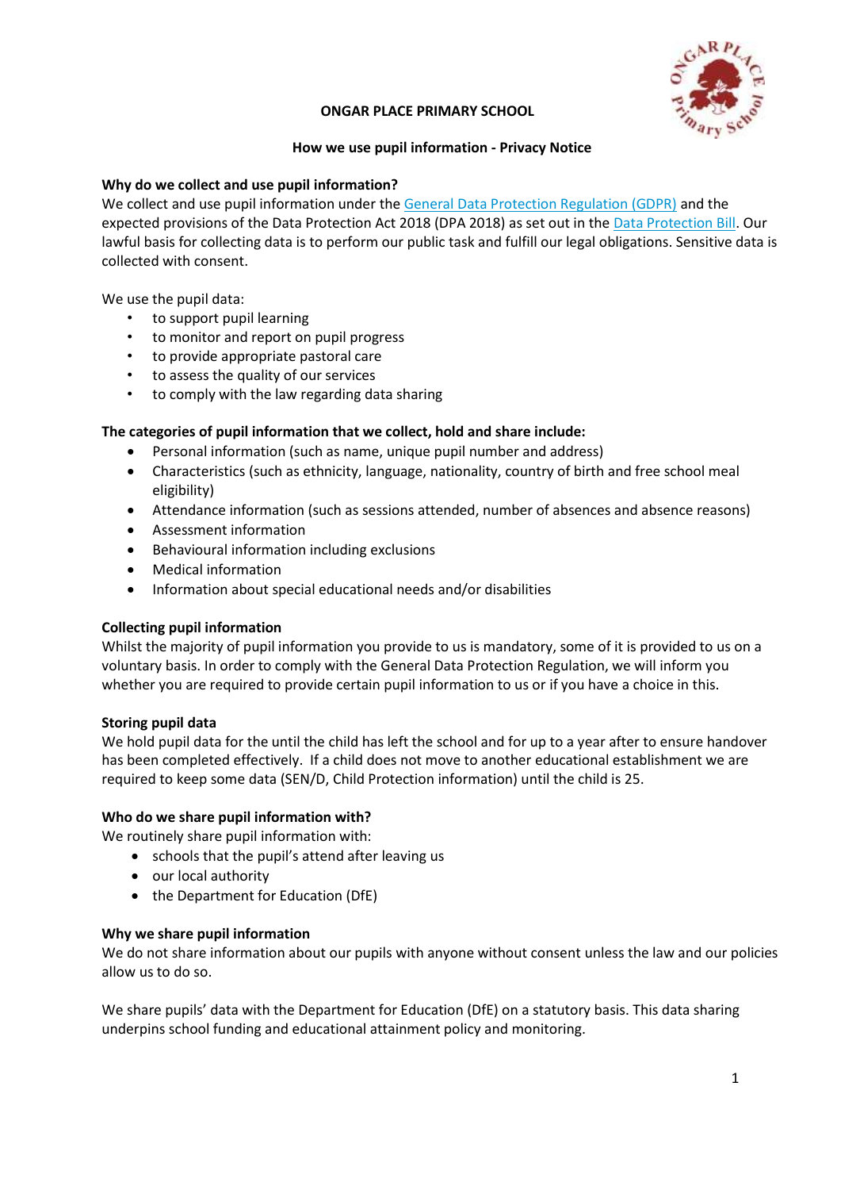# ONGAR PLACE PRIMARY SCHOOL

## How we use pupil information - Privacy Notice

### Why do we collect and use pupil information?

We collect and use pupil information under the General Data Protection Regulation (GDPR) and the expected provisions of the Data Protection Act 2018 (DPA 2018) as set out in the Data Protection Bill. Our lawful basis for collecting data is to perform our public task and fulfill our legal obligations. Sensitive data is collected with consent.

We use the pupil data:

- to support pupil learning
- to monitor and report on pupil progress
- to provide appropriate pastoral care
- to assess the quality of our services
- to comply with the law regarding data sharing

### The categories of pupil information that we collect, hold and share include:

- Personal information (such as name, unique pupil number and address)
- Characteristics (such as ethnicity, language, nationality, country of birth and free school meal eligibility)
- Attendance information (such as sessions attended, number of absences and absence reasons)
- Assessment information
- Behavioural information including exclusions
- Medical information
- Information about special educational needs and/or disabilities

### Collecting pupil information

Whilst the majority of pupil information you provide to us is mandatory, some of it is provided to us on a voluntary basis. In order to comply with the General Data Protection Regulation, we will inform you whether you are required to provide certain pupil information to us or if you have a choice in this.

### Storing pupil data

We hold pupil data for the until the child has left the school and for up to a year after to ensure handover has been completed effectively. If a child does not move to another educational establishment we are required to keep some data (SEN/D, Child Protection information) until the child is 25.

### Who do we share pupil information with?

We routinely share pupil information with:

- schools that the pupil's attend after leaving us
- our local authority
- the Department for Education (DfE)

### Why we share pupil information

We do not share information about our pupils with anyone without consent unless the law and our policies allow us to do so.

We share pupils' data with the Department for Education (DfE) on a statutory basis. This data sharing underpins school funding and educational attainment policy and monitoring.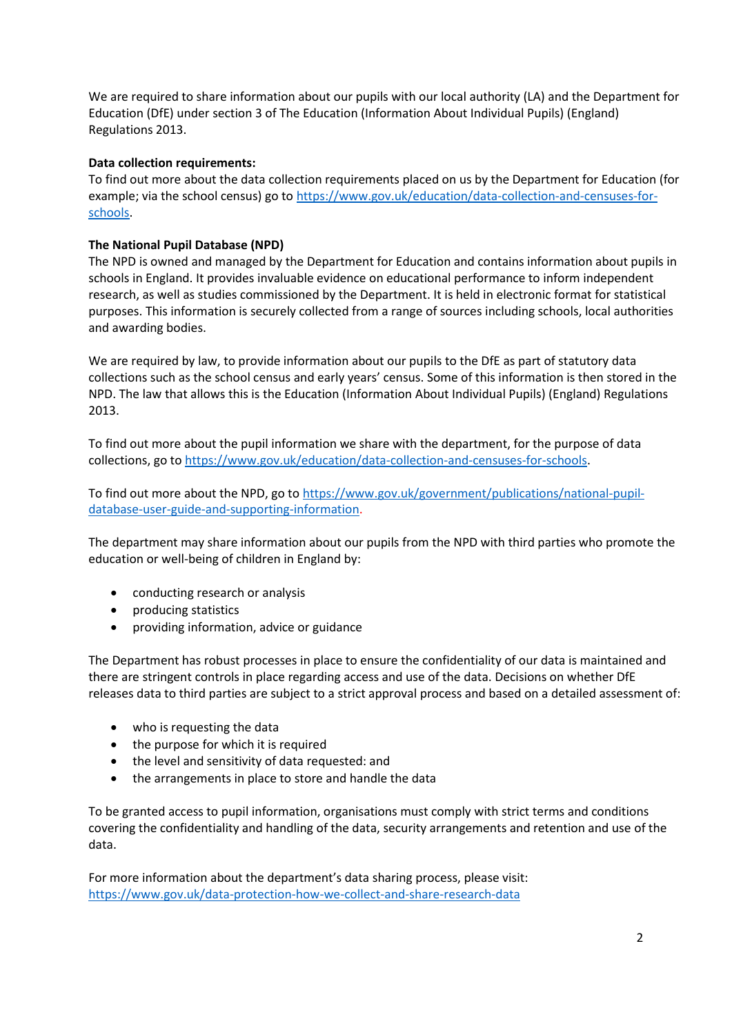We are required to share information about our pupils with our local authority (LA) and the Department for Education (DfE) under section 3 of The Education (Information About Individual Pupils) (England) Regulations 2013.

**Data collection requirements:**

To find out more about the data collection requirements placed on us by the Department for Education (for example; via the school census) go to [https://www.gov.uk/education/data-collection-and-censuses-for-schools](https://www.gov.uk/education/data-collection-and-censuses-for-schools).

**The National Pupil Database (NPD)**

The NPD is owned and managed by the Department for Education and contains information about pupils in schools in England. It provides invaluable evidence on educational performance to inform independent research, as well as studies commissioned by the Department. It is held in electronic format for statistical purposes. This information is securely collected from a range of sources including schools, local authorities and awarding bodies.

We are required by law, to provide information about our pupils to the DfE as part of statutory data collections such as the school census and early years' census. Some of this information is then stored in the NPD. The law that allows this is the Education (Information About Individual Pupils) (England) Regulations 2013.

To find out more about the pupil information we share with the department, for the purpose of data collections, go to [https://www.gov.uk/education/data-collection-and-censuses-for-schools](https://www.gov.uk/education/data-collection-and-censuses-for-schools).

To find out more about the NPD, go to [https://www.gov.uk/government/publications/national-pupil-database-user-guide-and-supporting-information](https://www.gov.uk/government/publications/national-pupil-database-user-guide-and-supporting-information).

The department may share information about our pupils from the NPD with third parties who promote the education or well-being of children in England by:

- conducting research or analysis
- producing statistics
- providing information, advice or guidance

The Department has robust processes in place to ensure the confidentiality of our data is maintained and there are stringent controls in place regarding access and use of the data. Decisions on whether DfE releases data to third parties are subject to a strict approval process and based on a detailed assessment of:

- who is requesting the data
- the purpose for which it is required
- the level and sensitivity of data requested: and
- the arrangements in place to store and handle the data

To be granted access to pupil information, organisations must comply with strict terms and conditions covering the confidentiality and handling of the data, security arrangements and retention and use of the data.

For more information about the department's data sharing process, please visit: [https://www.gov.uk/data-protection-how-we-collect-and-share-research-data](https://www.gov.uk/data-protection-how-we-collect-and-share-research-data)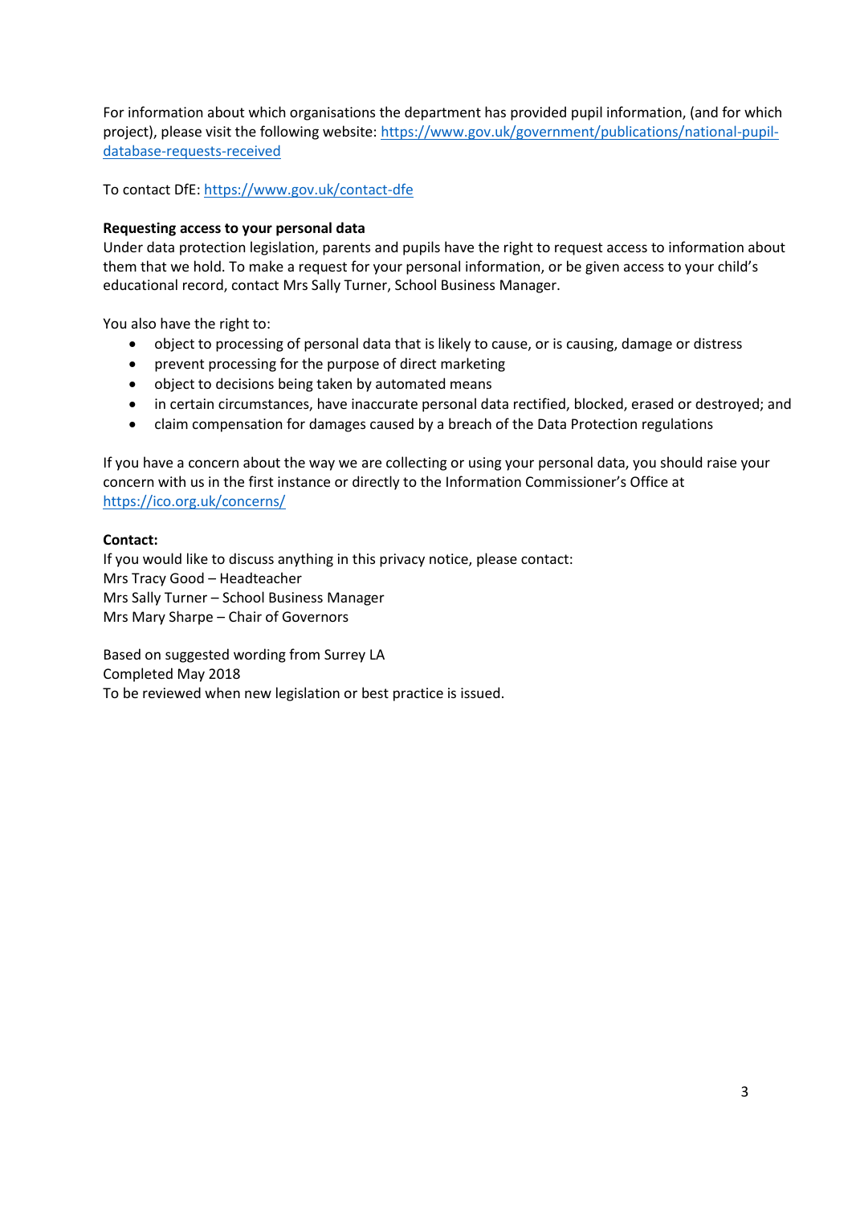For information about which organisations the department has provided pupil information, (and for which project), please visit the following website: https://www.gov.uk/government/publications/national-pupil-database-requests-received

To contact DfE: https://www.gov.uk/contact-dfe

**Requesting access to your personal data**

Under data protection legislation, parents and pupils have the right to request access to information about them that we hold. To make a request for your personal information, or be given access to your child's educational record, contact Mrs Sally Turner, School Business Manager.

You also have the right to:

- object to processing of personal data that is likely to cause, or is causing, damage or distress
- prevent processing for the purpose of direct marketing
- object to decisions being taken by automated means
- in certain circumstances, have inaccurate personal data rectified, blocked, erased or destroyed; and
- claim compensation for damages caused by a breach of the Data Protection regulations

If you have a concern about the way we are collecting or using your personal data, you should raise your concern with us in the first instance or directly to the Information Commissioner's Office at https://ico.org.uk/concerns/

**Contact:**

If you would like to discuss anything in this privacy notice, please contact:
Mrs Tracy Good – Headteacher
Mrs Sally Turner – School Business Manager
Mrs Mary Sharpe – Chair of Governors

Based on suggested wording from Surrey LA
Completed May 2018
To be reviewed when new legislation or best practice is issued.